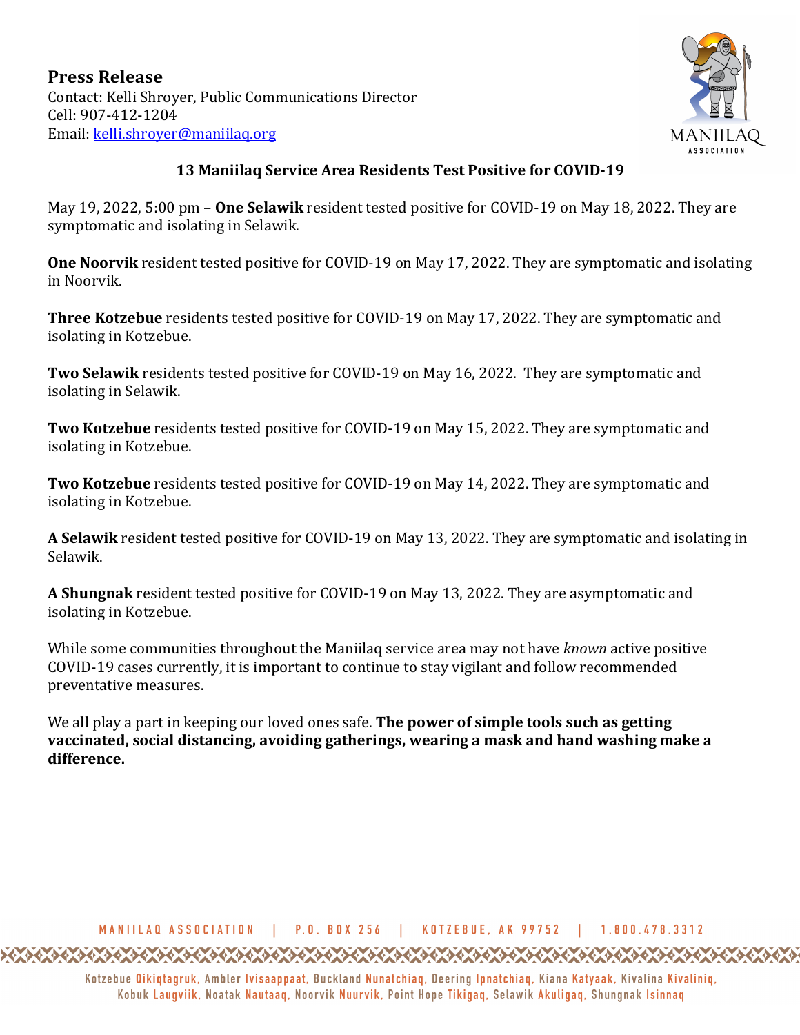**Press Release**
Contact: Kelli Shroyer, Public Communications Director
Cell: 907-412-1204
Email: kelli.shroyer@maniilaq.org

## 13 Maniilaq Service Area Residents Test Positive for COVID-19

May 19, 2022, 5:00 pm – **One Selawik** resident tested positive for COVID-19 on May 18, 2022. They are symptomatic and isolating in Selawik.

**One Noorvik** resident tested positive for COVID-19 on May 17, 2022. They are symptomatic and isolating in Noorvik.

**Three Kotzebue** residents tested positive for COVID-19 on May 17, 2022. They are symptomatic and isolating in Kotzebue.

**Two Selawik** residents tested positive for COVID-19 on May 16, 2022. They are symptomatic and isolating in Selawik.

**Two Kotzebue** residents tested positive for COVID-19 on May 15, 2022. They are symptomatic and isolating in Kotzebue.

**Two Kotzebue** residents tested positive for COVID-19 on May 14, 2022. They are symptomatic and isolating in Kotzebue.

**A Selawik** resident tested positive for COVID-19 on May 13, 2022. They are symptomatic and isolating in Selawik.

**A Shungnak** resident tested positive for COVID-19 on May 13, 2022. They are asymptomatic and isolating in Kotzebue.

While some communities throughout the Maniilaq service area may not have *known* active positive COVID-19 cases currently, it is important to continue to stay vigilant and follow recommended preventative measures.

We all play a part in keeping our loved ones safe. **The power of simple tools such as getting vaccinated, social distancing, avoiding gatherings, wearing a mask and hand washing make a difference.**

MANIILAQ ASSOCIATION | P.O. BOX 256 | KOTZEBUE, AK 99752 | 1.800.478.3312

Kotzebue Qikiqtagruk, Ambler Ivisaappaat, Buckland Nunatchiaq, Deering Ipnatchiaq, Kiana Katyaak, Kivalina Kivaliniq, Kobuk Laugviik, Noatak Nautaaq, Noorvik Nuurvik, Point Hope Tikigaq, Selawik Akuligaq, Shungnak Isinnaq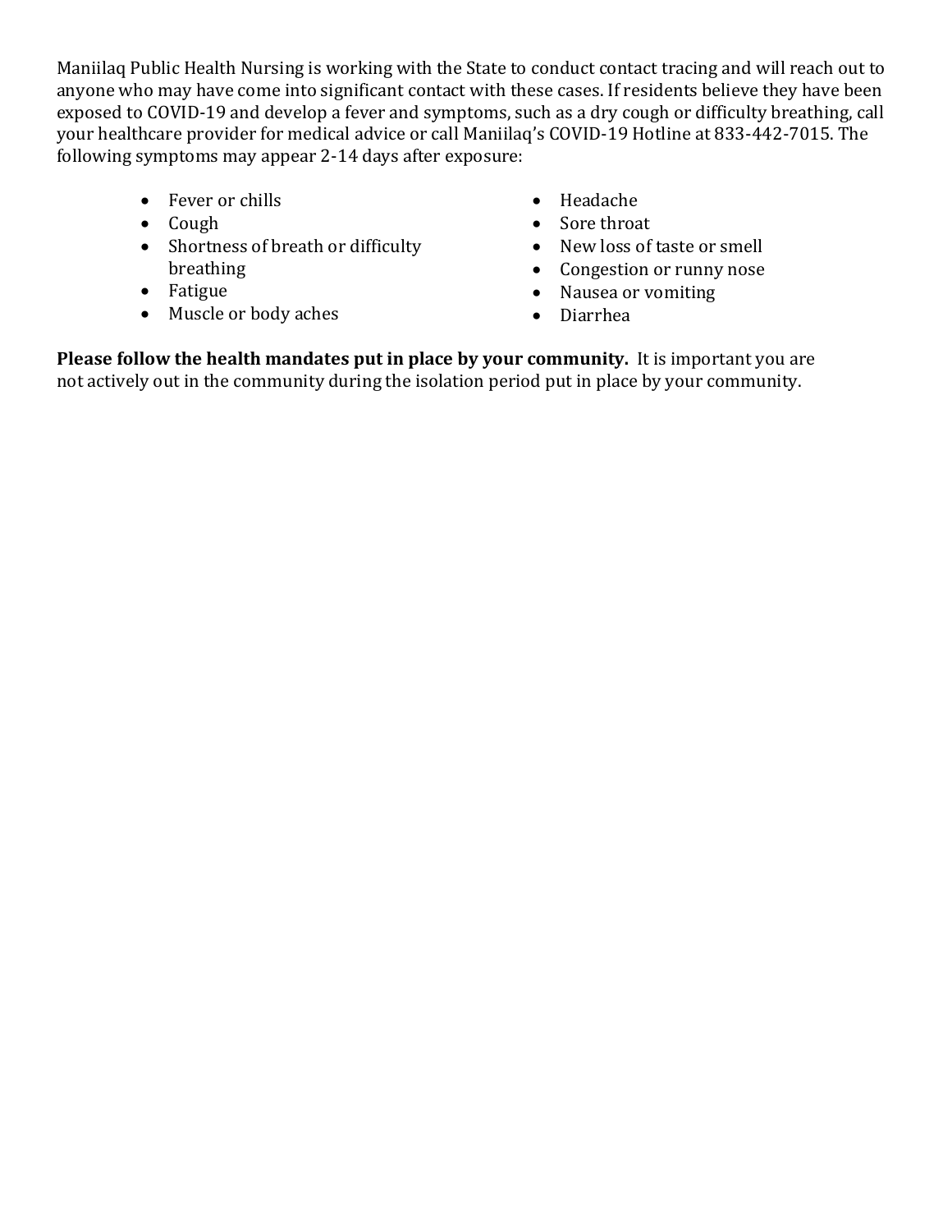Maniilaq Public Health Nursing is working with the State to conduct contact tracing and will reach out to anyone who may have come into significant contact with these cases. If residents believe they have been exposed to COVID-19 and develop a fever and symptoms, such as a dry cough or difficulty breathing, call your healthcare provider for medical advice or call Maniilaq's COVID-19 Hotline at 833-442-7015. The following symptoms may appear 2-14 days after exposure:

- Fever or chills
- Cough
- Shortness of breath or difficulty breathing
- Fatigue
- Muscle or body aches
- Headache
- Sore throat
- New loss of taste or smell
- Congestion or runny nose
- Nausea or vomiting
- Diarrhea

**Please follow the health mandates put in place by your community.** It is important you are not actively out in the community during the isolation period put in place by your community.